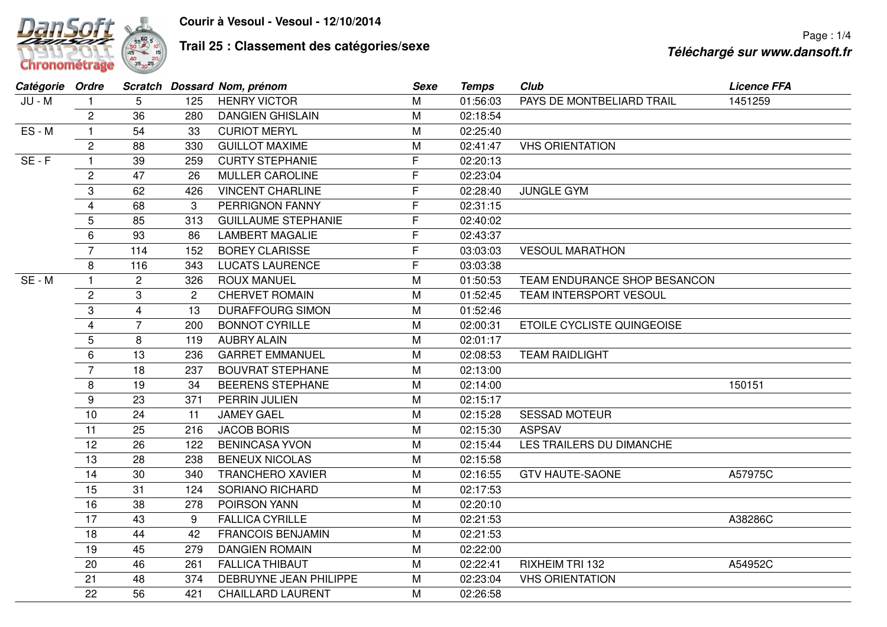# Courir à Vesoul - Vesoul - 12/10/2014

## Trail 25 : Classement des catégories/sexe

*Téléchargé sur www.dansoft.fr*

| Catégorie | Ordre | Scratch | Dossard | Nom, prénom | Sexe | Temps | Club | Licence FFA |
|---|---|---|---|---|---|---|---|---|
| JU - M | 1 | 5 | 125 | HENRY VICTOR | M | 01:56:03 | PAYS DE MONTBELIARD TRAIL | 1451259 |
| | 2 | 36 | 280 | DANGIEN GHISLAIN | M | 02:18:54 | | |
| ES - M | 1 | 54 | 33 | CURIOT MERYL | M | 02:25:40 | | |
| | 2 | 88 | 330 | GUILLOT MAXIME | M | 02:41:47 | VHS ORIENTATION | |
| SE - F | 1 | 39 | 259 | CURTY STEPHANIE | F | 02:20:13 | | |
| | 2 | 47 | 26 | MULLER CAROLINE | F | 02:23:04 | | |
| | 3 | 62 | 426 | VINCENT CHARLINE | F | 02:28:40 | JUNGLE GYM | |
| | 4 | 68 | 3 | PERRIGNON FANNY | F | 02:31:15 | | |
| | 5 | 85 | 313 | GUILLAUME STEPHANIE | F | 02:40:02 | | |
| | 6 | 93 | 86 | LAMBERT MAGALIE | F | 02:43:37 | | |
| | 7 | 114 | 152 | BOREY CLARISSE | F | 03:03:03 | VESOUL MARATHON | |
| | 8 | 116 | 343 | LUCATS LAURENCE | F | 03:03:38 | | |
| SE - M | 1 | 2 | 326 | ROUX MANUEL | M | 01:50:53 | TEAM ENDURANCE SHOP BESANCON | |
| | 2 | 3 | 2 | CHERVET ROMAIN | M | 01:52:45 | TEAM INTERSPORT VESOUL | |
| | 3 | 4 | 13 | DURAFFOURG SIMON | M | 01:52:46 | | |
| | 4 | 7 | 200 | BONNOT CYRILLE | M | 02:00:31 | ETOILE CYCLISTE QUINGEOISE | |
| | 5 | 8 | 119 | AUBRY ALAIN | M | 02:01:17 | | |
| | 6 | 13 | 236 | GARRET EMMANUEL | M | 02:08:53 | TEAM RAIDLIGHT | |
| | 7 | 18 | 237 | BOUVRAT STEPHANE | M | 02:13:00 | | |
| | 8 | 19 | 34 | BEERENS STEPHANE | M | 02:14:00 | | 150151 |
| | 9 | 23 | 371 | PERRIN JULIEN | M | 02:15:17 | | |
| | 10 | 24 | 11 | JAMEY GAEL | M | 02:15:28 | SESSAD MOTEUR | |
| | 11 | 25 | 216 | JACOB BORIS | M | 02:15:30 | ASPSAV | |
| | 12 | 26 | 122 | BENINCASA YVON | M | 02:15:44 | LES TRAILERS DU DIMANCHE | |
| | 13 | 28 | 238 | BENEUX NICOLAS | M | 02:15:58 | | |
| | 14 | 30 | 340 | TRANCHERO XAVIER | M | 02:16:55 | GTV HAUTE-SAONE | A57975C |
| | 15 | 31 | 124 | SORIANO RICHARD | M | 02:17:53 | | |
| | 16 | 38 | 278 | POIRSON YANN | M | 02:20:10 | | |
| | 17 | 43 | 9 | FALLICA CYRILLE | M | 02:21:53 | | A38286C |
| | 18 | 44 | 42 | FRANCOIS BENJAMIN | M | 02:21:53 | | |
| | 19 | 45 | 279 | DANGIEN ROMAIN | M | 02:22:00 | | |
| | 20 | 46 | 261 | FALLICA THIBAUT | M | 02:22:41 | RIXHEIM TRI 132 | A54952C |
| | 21 | 48 | 374 | DEBRUYNE JEAN PHILIPPE | M | 02:23:04 | VHS ORIENTATION | |
| | 22 | 56 | 421 | CHAILLARD LAURENT | M | 02:26:58 | | |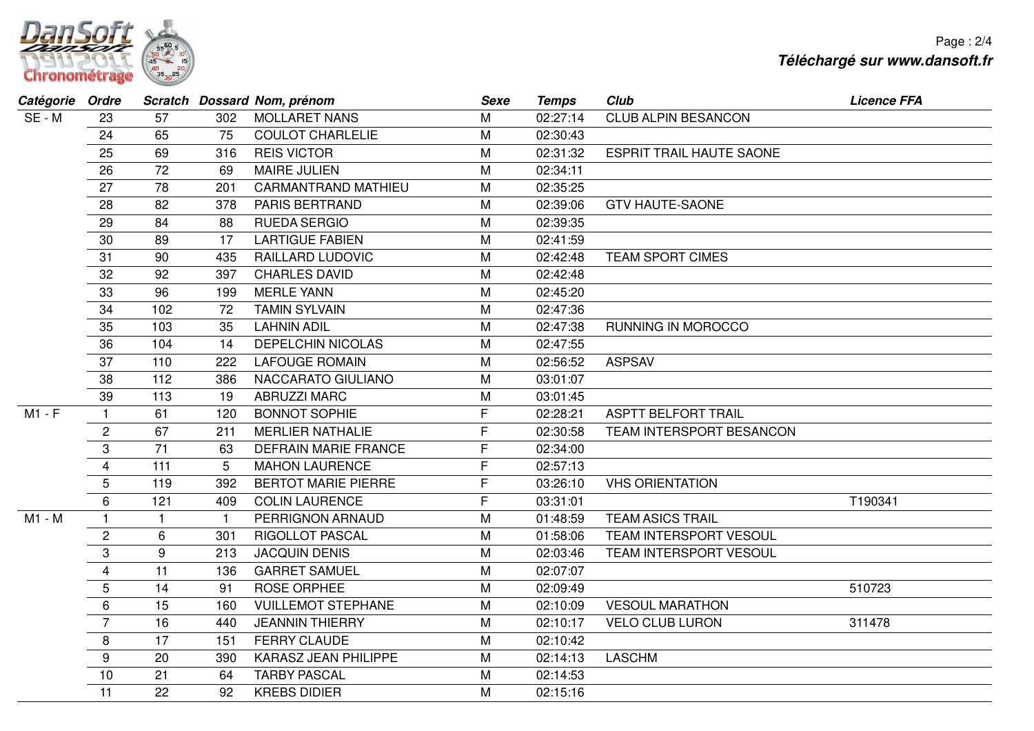| Catégorie | Ordre | Scratch | Dossard | Nom, prénom | Sexe | Temps | Club | Licence FFA |
|---|---|---|---|---|---|---|---|---|
| SE - M | 23 | 57 | 302 | MOLLARET NANS | M | 02:27:14 | CLUB ALPIN BESANCON | |
| | 24 | 65 | 75 | COULOT CHARLELIE | M | 02:30:43 | | |
| | 25 | 69 | 316 | REIS VICTOR | M | 02:31:32 | ESPRIT TRAIL HAUTE SAONE | |
| | 26 | 72 | 69 | MAIRE JULIEN | M | 02:34:11 | | |
| | 27 | 78 | 201 | CARMANTRAND MATHIEU | M | 02:35:25 | | |
| | 28 | 82 | 378 | PARIS BERTRAND | M | 02:39:06 | GTV HAUTE-SAONE | |
| | 29 | 84 | 88 | RUEDA SERGIO | M | 02:39:35 | | |
| | 30 | 89 | 17 | LARTIGUE FABIEN | M | 02:41:59 | | |
| | 31 | 90 | 435 | RAILLARD LUDOVIC | M | 02:42:48 | TEAM SPORT CIMES | |
| | 32 | 92 | 397 | CHARLES DAVID | M | 02:42:48 | | |
| | 33 | 96 | 199 | MERLE YANN | M | 02:45:20 | | |
| | 34 | 102 | 72 | TAMIN SYLVAIN | M | 02:47:36 | | |
| | 35 | 103 | 35 | LAHNIN ADIL | M | 02:47:38 | RUNNING IN MOROCCO | |
| | 36 | 104 | 14 | DEPELCHIN NICOLAS | M | 02:47:55 | | |
| | 37 | 110 | 222 | LAFOUGE ROMAIN | M | 02:56:52 | ASPSAV | |
| | 38 | 112 | 386 | NACCARATO GIULIANO | M | 03:01:07 | | |
| | 39 | 113 | 19 | ABRUZZI MARC | M | 03:01:45 | | |
| M1 - F | 1 | 61 | 120 | BONNOT SOPHIE | F | 02:28:21 | ASPTT BELFORT TRAIL | |
| | 2 | 67 | 211 | MERLIER NATHALIE | F | 02:30:58 | TEAM INTERSPORT BESANCON | |
| | 3 | 71 | 63 | DEFRAIN MARIE FRANCE | F | 02:34:00 | | |
| | 4 | 111 | 5 | MAHON LAURENCE | F | 02:57:13 | | |
| | 5 | 119 | 392 | BERTOT MARIE PIERRE | F | 03:26:10 | VHS ORIENTATION | |
| | 6 | 121 | 409 | COLIN LAURENCE | F | 03:31:01 | | T190341 |
| M1 - M | 1 | 1 | 1 | PERRIGNON ARNAUD | M | 01:48:59 | TEAM ASICS TRAIL | |
| | 2 | 6 | 301 | RIGOLLOT PASCAL | M | 01:58:06 | TEAM INTERSPORT VESOUL | |
| | 3 | 9 | 213 | JACQUIN DENIS | M | 02:03:46 | TEAM INTERSPORT VESOUL | |
| | 4 | 11 | 136 | GARRET SAMUEL | M | 02:07:07 | | |
| | 5 | 14 | 91 | ROSE ORPHEE | M | 02:09:49 | | 510723 |
| | 6 | 15 | 160 | VUILLEMOT STEPHANE | M | 02:10:09 | VESOUL MARATHON | |
| | 7 | 16 | 440 | JEANNIN THIERRY | M | 02:10:17 | VELO CLUB LURON | 311478 |
| | 8 | 17 | 151 | FERRY CLAUDE | M | 02:10:42 | | |
| | 9 | 20 | 390 | KARASZ JEAN PHILIPPE | M | 02:14:13 | LASCHM | |
| | 10 | 21 | 64 | TARBY PASCAL | M | 02:14:53 | | |
| | 11 | 22 | 92 | KREBS DIDIER | M | 02:15:16 | | |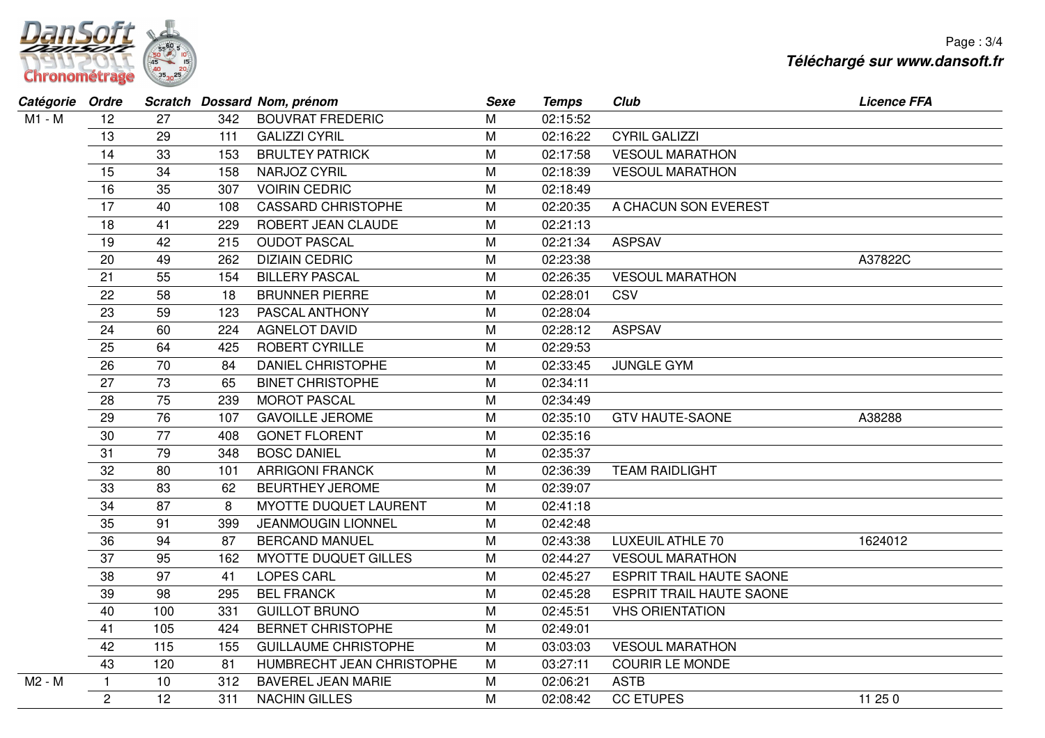| Catégorie | Ordre | Scratch | Dossard | Nom, prénom | Sexe | Temps | Club | Licence FFA |
|---|---|---|---|---|---|---|---|---|
| M1 - M | 12 | 27 | 342 | BOUVRAT FREDERIC | M | 02:15:52 | | |
| | 13 | 29 | 111 | GALIZZI CYRIL | M | 02:16:22 | CYRIL GALIZZI | |
| | 14 | 33 | 153 | BRULTEY PATRICK | M | 02:17:58 | VESOUL MARATHON | |
| | 15 | 34 | 158 | NARJOZ CYRIL | M | 02:18:39 | VESOUL MARATHON | |
| | 16 | 35 | 307 | VOIRIN CEDRIC | M | 02:18:49 | | |
| | 17 | 40 | 108 | CASSARD CHRISTOPHE | M | 02:20:35 | A CHACUN SON EVEREST | |
| | 18 | 41 | 229 | ROBERT JEAN CLAUDE | M | 02:21:13 | | |
| | 19 | 42 | 215 | OUDOT PASCAL | M | 02:21:34 | ASPSAV | |
| | 20 | 49 | 262 | DIZIAIN CEDRIC | M | 02:23:38 | | A37822C |
| | 21 | 55 | 154 | BILLERY PASCAL | M | 02:26:35 | VESOUL MARATHON | |
| | 22 | 58 | 18 | BRUNNER PIERRE | M | 02:28:01 | CSV | |
| | 23 | 59 | 123 | PASCAL ANTHONY | M | 02:28:04 | | |
| | 24 | 60 | 224 | AGNELOT DAVID | M | 02:28:12 | ASPSAV | |
| | 25 | 64 | 425 | ROBERT CYRILLE | M | 02:29:53 | | |
| | 26 | 70 | 84 | DANIEL CHRISTOPHE | M | 02:33:45 | JUNGLE GYM | |
| | 27 | 73 | 65 | BINET CHRISTOPHE | M | 02:34:11 | | |
| | 28 | 75 | 239 | MOROT PASCAL | M | 02:34:49 | | |
| | 29 | 76 | 107 | GAVOILLE JEROME | M | 02:35:10 | GTV HAUTE-SAONE | A38288 |
| | 30 | 77 | 408 | GONET FLORENT | M | 02:35:16 | | |
| | 31 | 79 | 348 | BOSC DANIEL | M | 02:35:37 | | |
| | 32 | 80 | 101 | ARRIGONI FRANCK | M | 02:36:39 | TEAM RAIDLIGHT | |
| | 33 | 83 | 62 | BEURTHEY JEROME | M | 02:39:07 | | |
| | 34 | 87 | 8 | MYOTTE DUQUET LAURENT | M | 02:41:18 | | |
| | 35 | 91 | 399 | JEANMOUGIN LIONNEL | M | 02:42:48 | | |
| | 36 | 94 | 87 | BERCAND MANUEL | M | 02:43:38 | LUXEUIL ATHLE 70 | 1624012 |
| | 37 | 95 | 162 | MYOTTE DUQUET GILLES | M | 02:44:27 | VESOUL MARATHON | |
| | 38 | 97 | 41 | LOPES CARL | M | 02:45:27 | ESPRIT TRAIL HAUTE SAONE | |
| | 39 | 98 | 295 | BEL FRANCK | M | 02:45:28 | ESPRIT TRAIL HAUTE SAONE | |
| | 40 | 100 | 331 | GUILLOT BRUNO | M | 02:45:51 | VHS ORIENTATION | |
| | 41 | 105 | 424 | BERNET CHRISTOPHE | M | 02:49:01 | | |
| | 42 | 115 | 155 | GUILLAUME CHRISTOPHE | M | 03:03:03 | VESOUL MARATHON | |
| | 43 | 120 | 81 | HUMBRECHT JEAN CHRISTOPHE | M | 03:27:11 | COURIR LE MONDE | |
| M2 - M | 1 | 10 | 312 | BAVEREL JEAN MARIE | M | 02:06:21 | ASTB | |
| | 2 | 12 | 311 | NACHIN GILLES | M | 02:08:42 | CC ETUPES | 11 25 0 |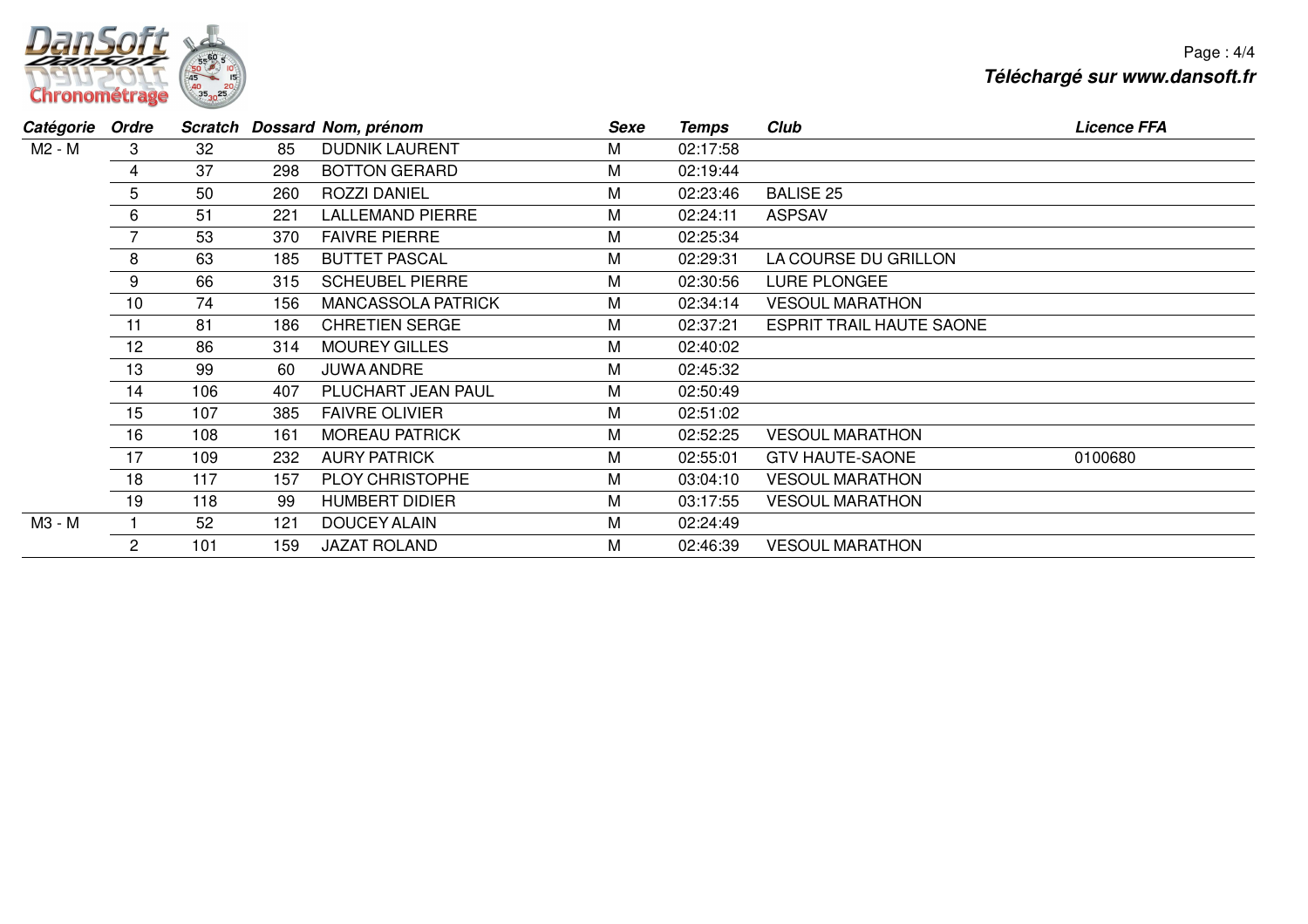| Catégorie | Ordre | Scratch | Dossard | Nom, prénom | Sexe | Temps | Club | Licence FFA |
|---|---|---|---|---|---|---|---|---|
| M2 - M | 3 | 32 | 85 | DUDNIK LAURENT | M | 02:17:58 | | |
| | 4 | 37 | 298 | BOTTON GERARD | M | 02:19:44 | | |
| | 5 | 50 | 260 | ROZZI DANIEL | M | 02:23:46 | BALISE 25 | |
| | 6 | 51 | 221 | LALLEMAND PIERRE | M | 02:24:11 | ASPSAV | |
| | 7 | 53 | 370 | FAIVRE PIERRE | M | 02:25:34 | | |
| | 8 | 63 | 185 | BUTTET PASCAL | M | 02:29:31 | LA COURSE DU GRILLON | |
| | 9 | 66 | 315 | SCHEUBEL PIERRE | M | 02:30:56 | LURE PLONGEE | |
| | 10 | 74 | 156 | MANCASSOLA PATRICK | M | 02:34:14 | VESOUL MARATHON | |
| | 11 | 81 | 186 | CHRETIEN SERGE | M | 02:37:21 | ESPRIT TRAIL HAUTE SAONE | |
| | 12 | 86 | 314 | MOUREY GILLES | M | 02:40:02 | | |
| | 13 | 99 | 60 | JUWA ANDRE | M | 02:45:32 | | |
| | 14 | 106 | 407 | PLUCHART JEAN PAUL | M | 02:50:49 | | |
| | 15 | 107 | 385 | FAIVRE OLIVIER | M | 02:51:02 | | |
| | 16 | 108 | 161 | MOREAU PATRICK | M | 02:52:25 | VESOUL MARATHON | |
| | 17 | 109 | 232 | AURY PATRICK | M | 02:55:01 | GTV HAUTE-SAONE | 0100680 |
| | 18 | 117 | 157 | PLOY CHRISTOPHE | M | 03:04:10 | VESOUL MARATHON | |
| | 19 | 118 | 99 | HUMBERT DIDIER | M | 03:17:55 | VESOUL MARATHON | |
| M3 - M | 1 | 52 | 121 | DOUCEY ALAIN | M | 02:24:49 | | |
| | 2 | 101 | 159 | JAZAT ROLAND | M | 02:46:39 | VESOUL MARATHON | |